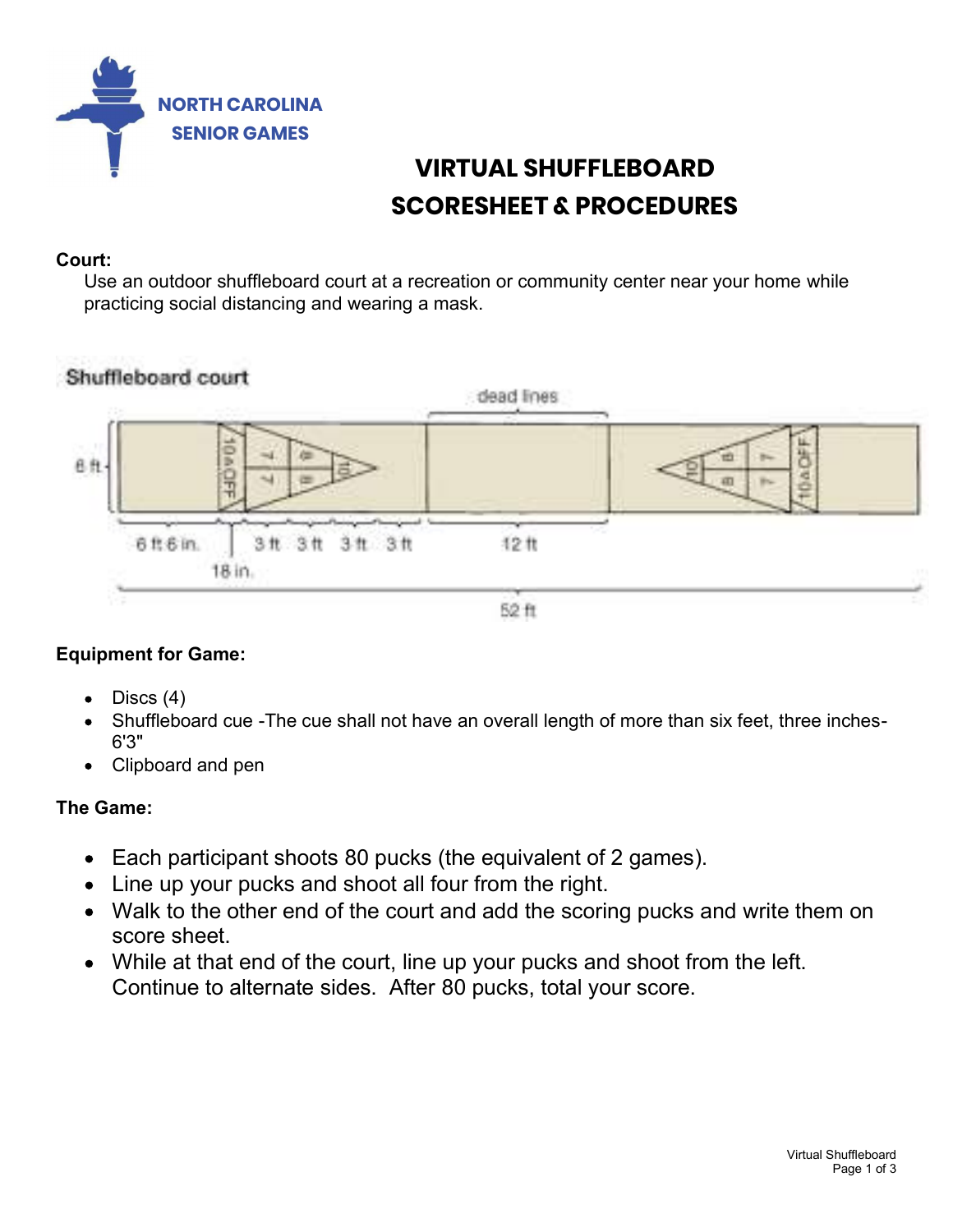NORTH CAROLINA
SENIOR GAMES

# VIRTUAL SHUFFLEBOARD
# SCORESHEET & PROCEDURES

**Court:**

Use an outdoor shuffleboard court at a recreation or community center near your home while practicing social distancing and wearing a mask.

Shuffleboard court

**Equipment for Game:**

- Discs (4)
- Shuffleboard cue -The cue shall not have an overall length of more than six feet, three inches- 6'3"
- Clipboard and pen

**The Game:**

- Each participant shoots 80 pucks (the equivalent of 2 games).
- Line up your pucks and shoot all four from the right.
- Walk to the other end of the court and add the scoring pucks and write them on score sheet.
- While at that end of the court, line up your pucks and shoot from the left. Continue to alternate sides. After 80 pucks, total your score.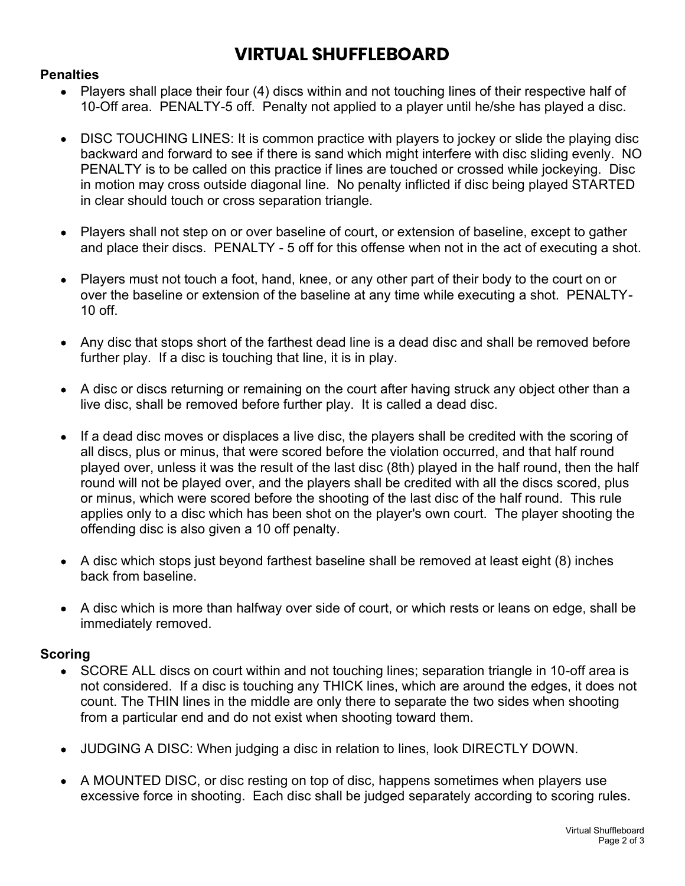# VIRTUAL SHUFFLEBOARD

## Penalties

- Players shall place their four (4) discs within and not touching lines of their respective half of 10-Off area. PENALTY-5 off. Penalty not applied to a player until he/she has played a disc.

- DISC TOUCHING LINES: It is common practice with players to jockey or slide the playing disc backward and forward to see if there is sand which might interfere with disc sliding evenly. NO PENALTY is to be called on this practice if lines are touched or crossed while jockeying. Disc in motion may cross outside diagonal line. No penalty inflicted if disc being played STARTED in clear should touch or cross separation triangle.

- Players shall not step on or over baseline of court, or extension of baseline, except to gather and place their discs. PENALTY - 5 off for this offense when not in the act of executing a shot.

- Players must not touch a foot, hand, knee, or any other part of their body to the court on or over the baseline or extension of the baseline at any time while executing a shot. PENALTY-10 off.

- Any disc that stops short of the farthest dead line is a dead disc and shall be removed before further play. If a disc is touching that line, it is in play.

- A disc or discs returning or remaining on the court after having struck any object other than a live disc, shall be removed before further play. It is called a dead disc.

- If a dead disc moves or displaces a live disc, the players shall be credited with the scoring of all discs, plus or minus, that were scored before the violation occurred, and that half round played over, unless it was the result of the last disc (8th) played in the half round, then the half round will not be played over, and the players shall be credited with all the discs scored, plus or minus, which were scored before the shooting of the last disc of the half round. This rule applies only to a disc which has been shot on the player's own court. The player shooting the offending disc is also given a 10 off penalty.

- A disc which stops just beyond farthest baseline shall be removed at least eight (8) inches back from baseline.

- A disc which is more than halfway over side of court, or which rests or leans on edge, shall be immediately removed.

## Scoring

- SCORE ALL discs on court within and not touching lines; separation triangle in 10-off area is not considered. If a disc is touching any THICK lines, which are around the edges, it does not count. The THIN lines in the middle are only there to separate the two sides when shooting from a particular end and do not exist when shooting toward them.

- JUDGING A DISC: When judging a disc in relation to lines, look DIRECTLY DOWN.

- A MOUNTED DISC, or disc resting on top of disc, happens sometimes when players use excessive force in shooting. Each disc shall be judged separately according to scoring rules.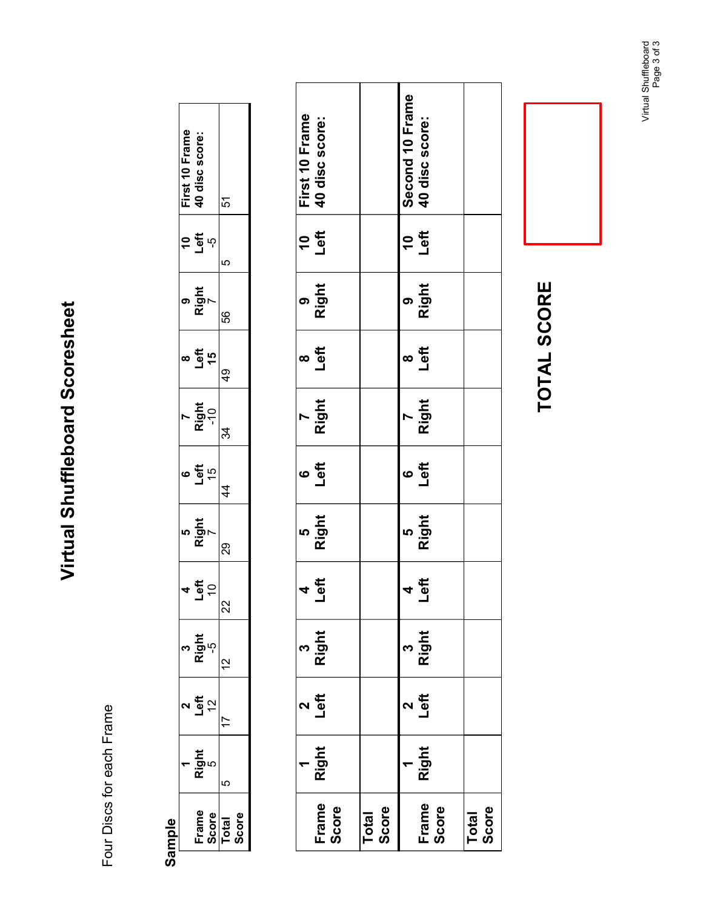# Virtual Shuffleboard Scoresheet

Four Discs for each Frame

**Sample**

| | | | | | | | | | | | |
|---|---|---|---|---|---|---|---|---|---|---|---|
| **Frame Score** | **1 Right** 5 | **2 Left** 12 | **3 Right** -5 | **4 Left** 10 | **5 Right** 7 | **6 Left** 15 | **7 Right** -10 | **8 Left** 15 | **9 Right** 7 | **10 Left** -5 | **First 10 Frame 40 disc score:** |
| **Total Score** | 5 | 17 | 12 | 22 | 29 | 44 | 34 | 49 | 56 | 5 | 51 |

| | | | | | | | | | | | |
|---|---|---|---|---|---|---|---|---|---|---|---|
| **Frame Score** | **1 Right** | **2 Left** | **3 Right** | **4 Left** | **5 Right** | **6 Left** | **7 Right** | **8 Left** | **9 Right** | **10 Left** | **First 10 Frame 40 disc score:** |
| **Total Score** | | | | | | | | | | | |
| **Frame Score** | **1 Right** | **2 Left** | **3 Right** | **4 Left** | **5 Right** | **6 Left** | **7 Right** | **8 Left** | **9 Right** | **10 Left** | **Second 10 Frame 40 disc score:** |
| **Total Score** | | | | | | | | | | | |

**TOTAL SCORE**